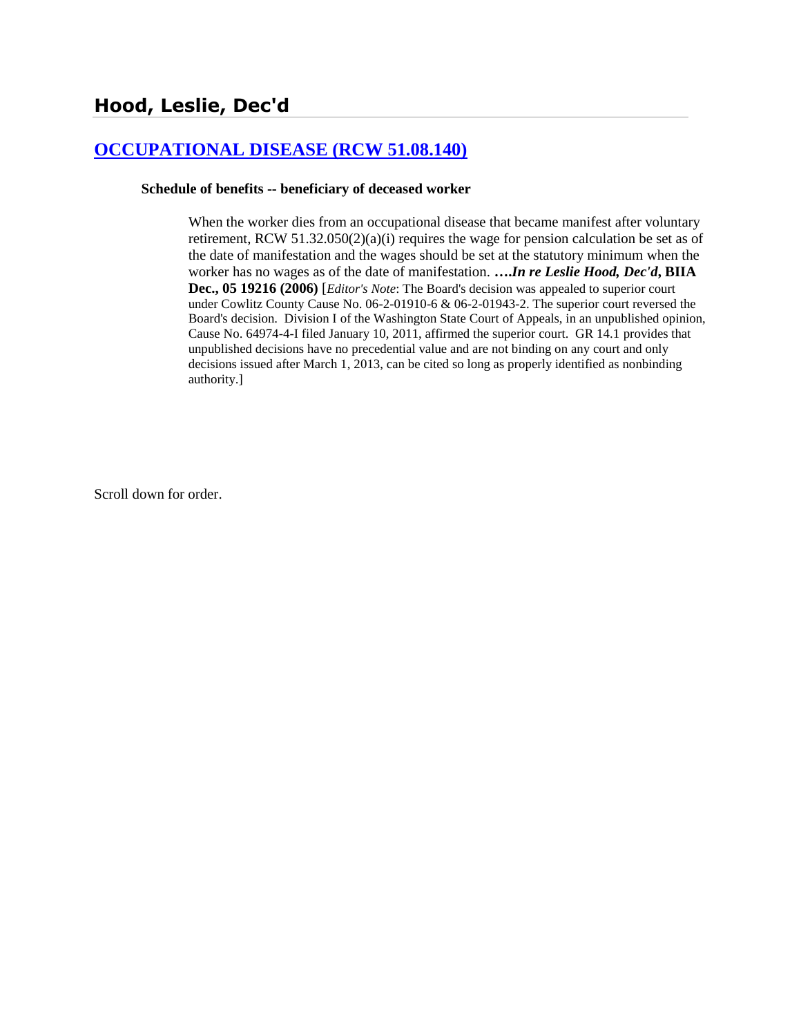## Hood, Leslie, Dec'd

## [OCCUPATIONAL DISEASE (RCW 51.08.140)]()

**Schedule of benefits -- beneficiary of deceased worker**

When the worker dies from an occupational disease that became manifest after voluntary retirement, RCW 51.32.050(2)(a)(i) requires the wage for pension calculation be set as of the date of manifestation and the wages should be set at the statutory minimum when the worker has no wages as of the date of manifestation. ***….In re Leslie Hood, Dec'd*, BIIA Dec., 05 19216 (2006)** [*Editor's Note*: The Board's decision was appealed to superior court under Cowlitz County Cause No. 06-2-01910-6 & 06-2-01943-2. The superior court reversed the Board's decision. Division I of the Washington State Court of Appeals, in an unpublished opinion, Cause No. 64974-4-I filed January 10, 2011, affirmed the superior court. GR 14.1 provides that unpublished decisions have no precedential value and are not binding on any court and only decisions issued after March 1, 2013, can be cited so long as properly identified as nonbinding authority.]

Scroll down for order.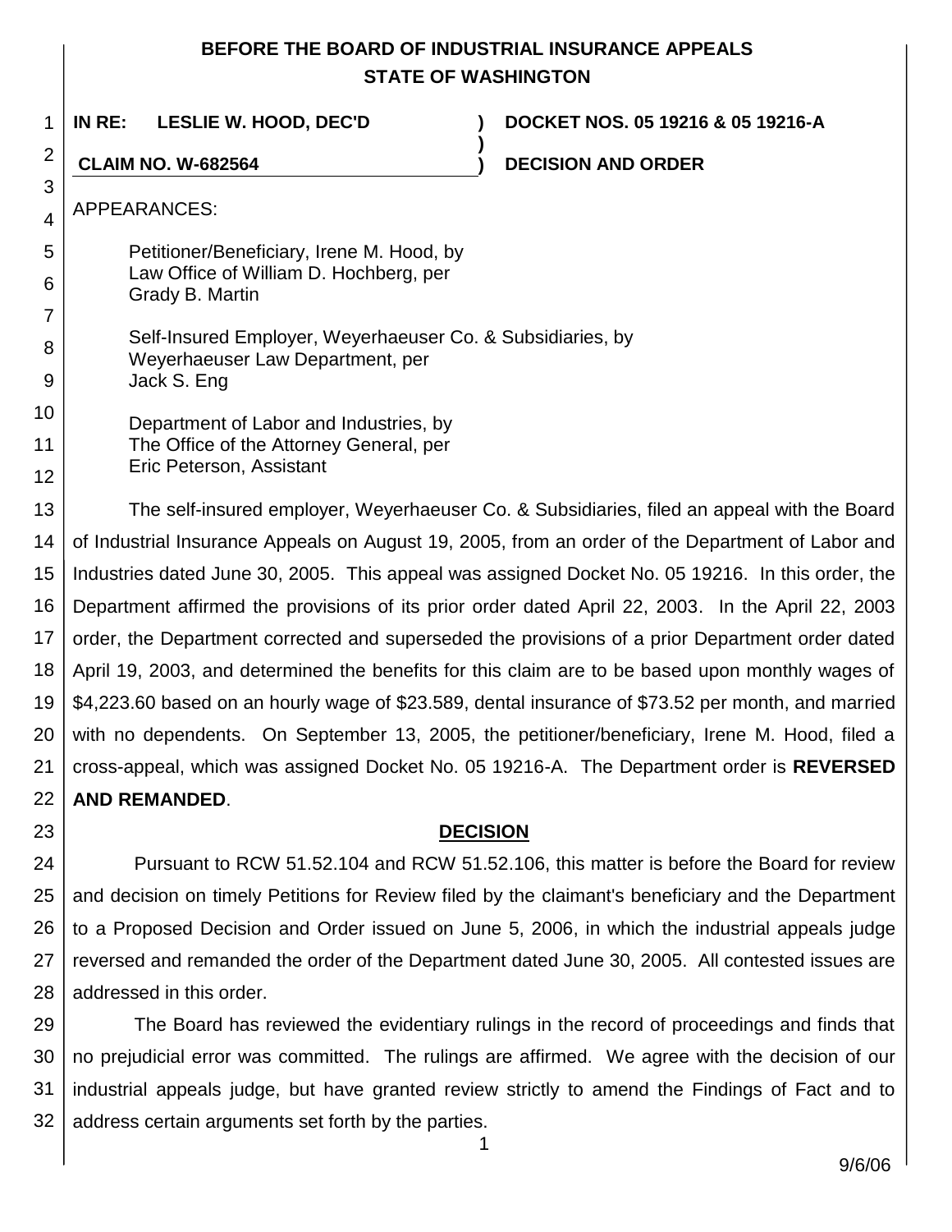**BEFORE THE BOARD OF INDUSTRIAL INSURANCE APPEALS**
**STATE OF WASHINGTON**

**IN RE: LESLIE W. HOOD, DEC'D**
**CLAIM NO. W-682564**

**DOCKET NOS. 05 19216 & 05 19216-A**
**DECISION AND ORDER**

APPEARANCES:

Petitioner/Beneficiary, Irene M. Hood, by
Law Office of William D. Hochberg, per
Grady B. Martin

Self-Insured Employer, Weyerhaeuser Co. & Subsidiaries, by
Weyerhaeuser Law Department, per
Jack S. Eng

Department of Labor and Industries, by
The Office of the Attorney General, per
Eric Peterson, Assistant

The self-insured employer, Weyerhaeuser Co. & Subsidiaries, filed an appeal with the Board of Industrial Insurance Appeals on August 19, 2005, from an order of the Department of Labor and Industries dated June 30, 2005. This appeal was assigned Docket No. 05 19216. In this order, the Department affirmed the provisions of its prior order dated April 22, 2003. In the April 22, 2003 order, the Department corrected and superseded the provisions of a prior Department order dated April 19, 2003, and determined the benefits for this claim are to be based upon monthly wages of $4,223.60 based on an hourly wage of $23.589, dental insurance of $73.52 per month, and married with no dependents. On September 13, 2005, the petitioner/beneficiary, Irene M. Hood, filed a cross-appeal, which was assigned Docket No. 05 19216-A. The Department order is **REVERSED AND REMANDED**.

## DECISION

Pursuant to RCW 51.52.104 and RCW 51.52.106, this matter is before the Board for review and decision on timely Petitions for Review filed by the claimant's beneficiary and the Department to a Proposed Decision and Order issued on June 5, 2006, in which the industrial appeals judge reversed and remanded the order of the Department dated June 30, 2005. All contested issues are addressed in this order.

The Board has reviewed the evidentiary rulings in the record of proceedings and finds that no prejudicial error was committed. The rulings are affirmed. We agree with the decision of our industrial appeals judge, but have granted review strictly to amend the Findings of Fact and to address certain arguments set forth by the parties.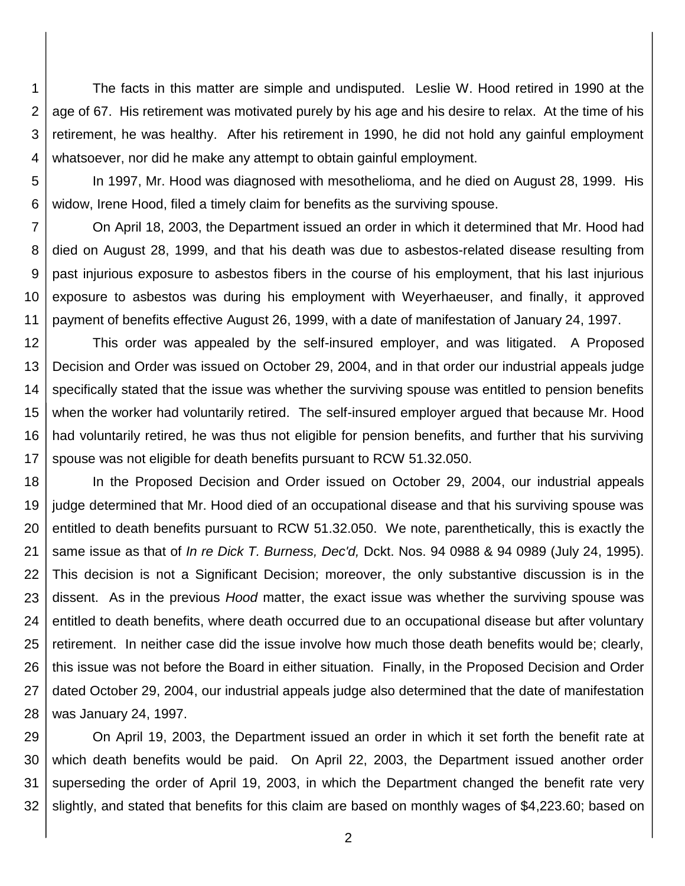The facts in this matter are simple and undisputed. Leslie W. Hood retired in 1990 at the age of 67. His retirement was motivated purely by his age and his desire to relax. At the time of his retirement, he was healthy. After his retirement in 1990, he did not hold any gainful employment whatsoever, nor did he make any attempt to obtain gainful employment.

In 1997, Mr. Hood was diagnosed with mesothelioma, and he died on August 28, 1999. His widow, Irene Hood, filed a timely claim for benefits as the surviving spouse.

On April 18, 2003, the Department issued an order in which it determined that Mr. Hood had died on August 28, 1999, and that his death was due to asbestos-related disease resulting from past injurious exposure to asbestos fibers in the course of his employment, that his last injurious exposure to asbestos was during his employment with Weyerhaeuser, and finally, it approved payment of benefits effective August 26, 1999, with a date of manifestation of January 24, 1997.

This order was appealed by the self-insured employer, and was litigated. A Proposed Decision and Order was issued on October 29, 2004, and in that order our industrial appeals judge specifically stated that the issue was whether the surviving spouse was entitled to pension benefits when the worker had voluntarily retired. The self-insured employer argued that because Mr. Hood had voluntarily retired, he was thus not eligible for pension benefits, and further that his surviving spouse was not eligible for death benefits pursuant to RCW 51.32.050.

In the Proposed Decision and Order issued on October 29, 2004, our industrial appeals judge determined that Mr. Hood died of an occupational disease and that his surviving spouse was entitled to death benefits pursuant to RCW 51.32.050. We note, parenthetically, this is exactly the same issue as that of *In re Dick T. Burness, Dec'd,* Dckt. Nos. 94 0988 & 94 0989 (July 24, 1995). This decision is not a Significant Decision; moreover, the only substantive discussion is in the dissent. As in the previous *Hood* matter, the exact issue was whether the surviving spouse was entitled to death benefits, where death occurred due to an occupational disease but after voluntary retirement. In neither case did the issue involve how much those death benefits would be; clearly, this issue was not before the Board in either situation. Finally, in the Proposed Decision and Order dated October 29, 2004, our industrial appeals judge also determined that the date of manifestation was January 24, 1997.

On April 19, 2003, the Department issued an order in which it set forth the benefit rate at which death benefits would be paid. On April 22, 2003, the Department issued another order superseding the order of April 19, 2003, in which the Department changed the benefit rate very slightly, and stated that benefits for this claim are based on monthly wages of $4,223.60; based on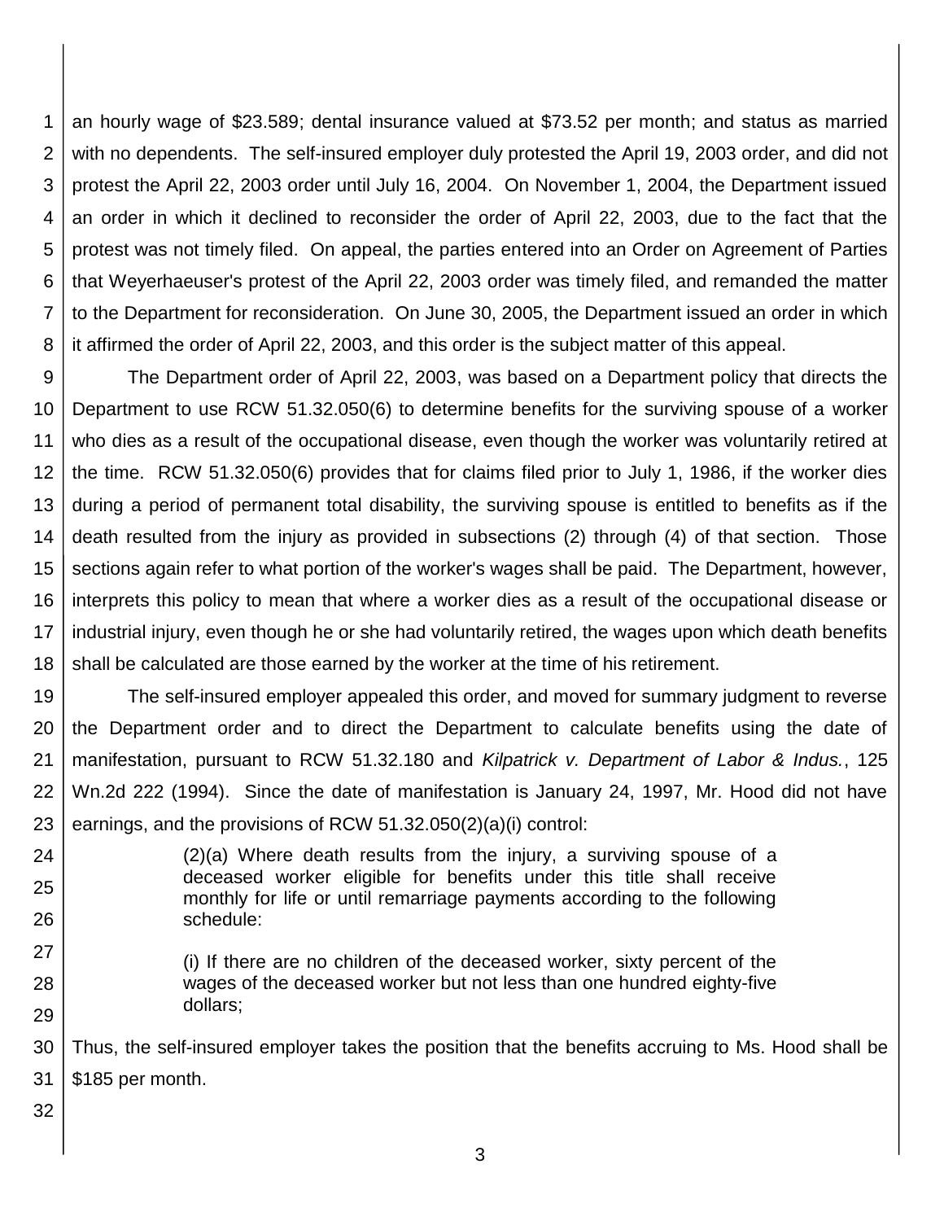an hourly wage of $23.589; dental insurance valued at $73.52 per month; and status as married with no dependents. The self-insured employer duly protested the April 19, 2003 order, and did not protest the April 22, 2003 order until July 16, 2004. On November 1, 2004, the Department issued an order in which it declined to reconsider the order of April 22, 2003, due to the fact that the protest was not timely filed. On appeal, the parties entered into an Order on Agreement of Parties that Weyerhaeuser's protest of the April 22, 2003 order was timely filed, and remanded the matter to the Department for reconsideration. On June 30, 2005, the Department issued an order in which it affirmed the order of April 22, 2003, and this order is the subject matter of this appeal.

The Department order of April 22, 2003, was based on a Department policy that directs the Department to use RCW 51.32.050(6) to determine benefits for the surviving spouse of a worker who dies as a result of the occupational disease, even though the worker was voluntarily retired at the time. RCW 51.32.050(6) provides that for claims filed prior to July 1, 1986, if the worker dies during a period of permanent total disability, the surviving spouse is entitled to benefits as if the death resulted from the injury as provided in subsections (2) through (4) of that section. Those sections again refer to what portion of the worker's wages shall be paid. The Department, however, interprets this policy to mean that where a worker dies as a result of the occupational disease or industrial injury, even though he or she had voluntarily retired, the wages upon which death benefits shall be calculated are those earned by the worker at the time of his retirement.

The self-insured employer appealed this order, and moved for summary judgment to reverse the Department order and to direct the Department to calculate benefits using the date of manifestation, pursuant to RCW 51.32.180 and *Kilpatrick v. Department of Labor & Indus.*, 125 Wn.2d 222 (1994). Since the date of manifestation is January 24, 1997, Mr. Hood did not have earnings, and the provisions of RCW 51.32.050(2)(a)(i) control:

> (2)(a) Where death results from the injury, a surviving spouse of a deceased worker eligible for benefits under this title shall receive monthly for life or until remarriage payments according to the following schedule:
>
> (i) If there are no children of the deceased worker, sixty percent of the wages of the deceased worker but not less than one hundred eighty-five dollars;

Thus, the self-insured employer takes the position that the benefits accruing to Ms. Hood shall be $185 per month.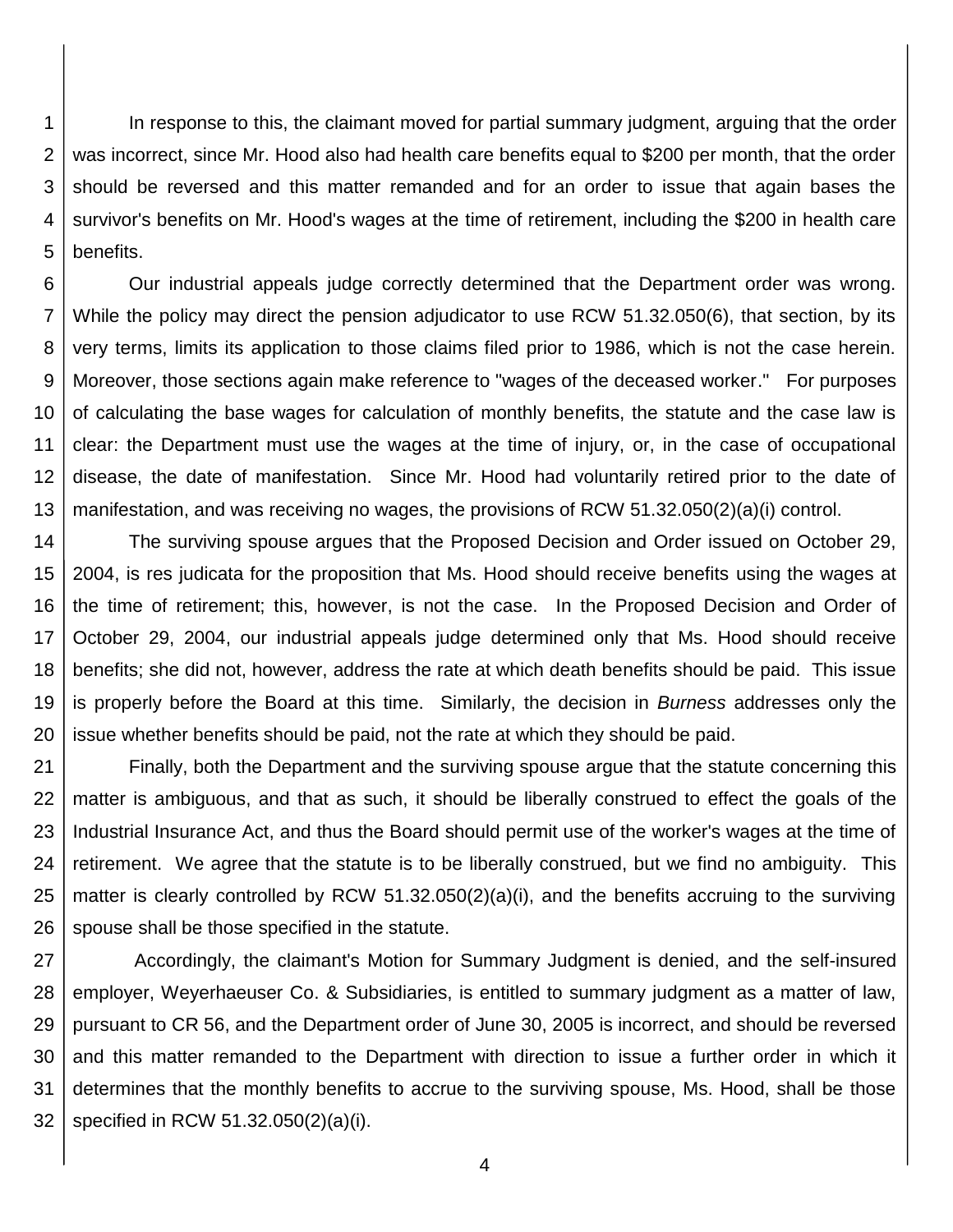In response to this, the claimant moved for partial summary judgment, arguing that the order was incorrect, since Mr. Hood also had health care benefits equal to $200 per month, that the order should be reversed and this matter remanded and for an order to issue that again bases the survivor's benefits on Mr. Hood's wages at the time of retirement, including the $200 in health care benefits.

Our industrial appeals judge correctly determined that the Department order was wrong. While the policy may direct the pension adjudicator to use RCW 51.32.050(6), that section, by its very terms, limits its application to those claims filed prior to 1986, which is not the case herein. Moreover, those sections again make reference to "wages of the deceased worker." For purposes of calculating the base wages for calculation of monthly benefits, the statute and the case law is clear: the Department must use the wages at the time of injury, or, in the case of occupational disease, the date of manifestation. Since Mr. Hood had voluntarily retired prior to the date of manifestation, and was receiving no wages, the provisions of RCW 51.32.050(2)(a)(i) control.

The surviving spouse argues that the Proposed Decision and Order issued on October 29, 2004, is res judicata for the proposition that Ms. Hood should receive benefits using the wages at the time of retirement; this, however, is not the case. In the Proposed Decision and Order of October 29, 2004, our industrial appeals judge determined only that Ms. Hood should receive benefits; she did not, however, address the rate at which death benefits should be paid. This issue is properly before the Board at this time. Similarly, the decision in *Burness* addresses only the issue whether benefits should be paid, not the rate at which they should be paid.

Finally, both the Department and the surviving spouse argue that the statute concerning this matter is ambiguous, and that as such, it should be liberally construed to effect the goals of the Industrial Insurance Act, and thus the Board should permit use of the worker's wages at the time of retirement. We agree that the statute is to be liberally construed, but we find no ambiguity. This matter is clearly controlled by RCW 51.32.050(2)(a)(i), and the benefits accruing to the surviving spouse shall be those specified in the statute.

Accordingly, the claimant's Motion for Summary Judgment is denied, and the self-insured employer, Weyerhaeuser Co. & Subsidiaries, is entitled to summary judgment as a matter of law, pursuant to CR 56, and the Department order of June 30, 2005 is incorrect, and should be reversed and this matter remanded to the Department with direction to issue a further order in which it determines that the monthly benefits to accrue to the surviving spouse, Ms. Hood, shall be those specified in RCW 51.32.050(2)(a)(i).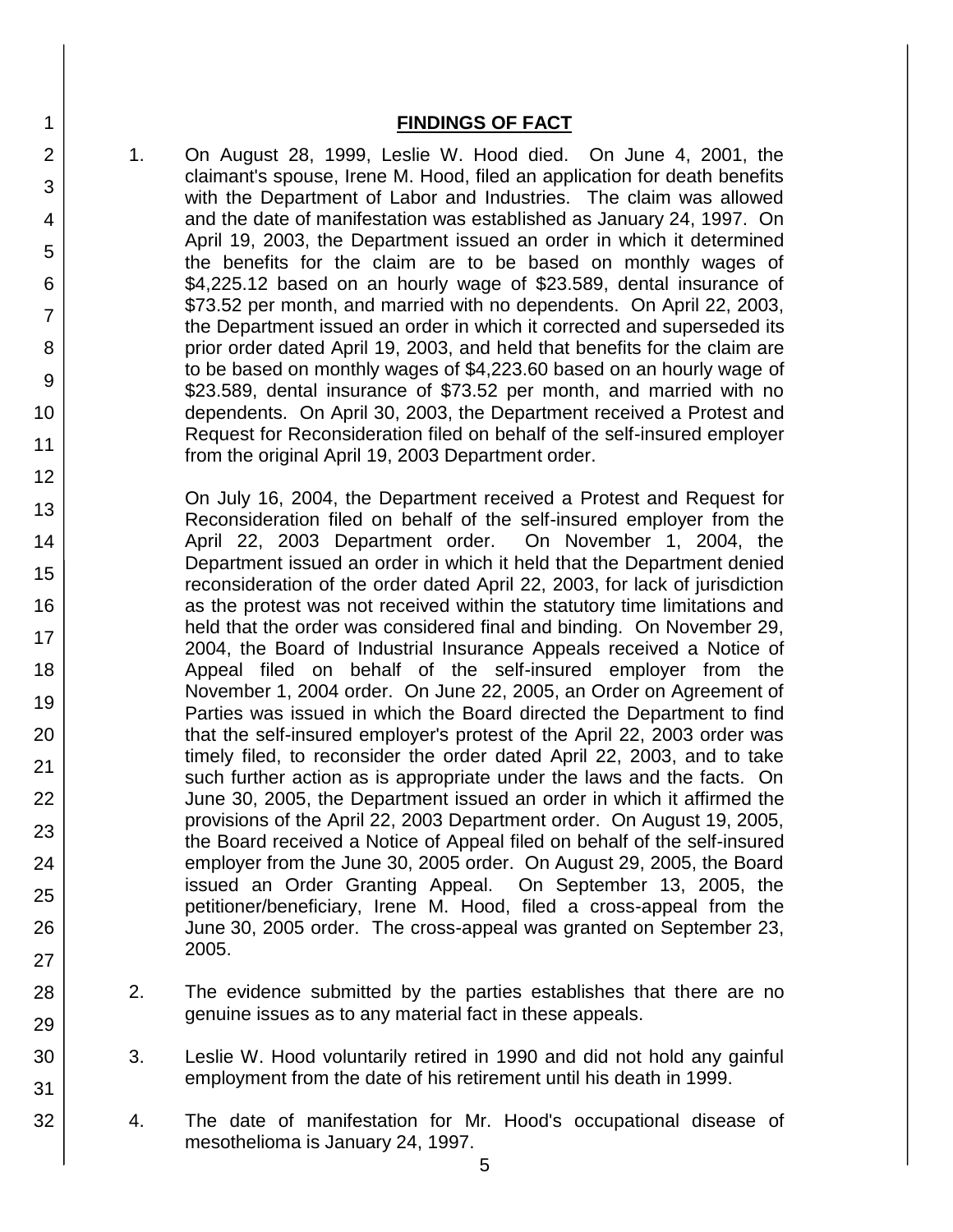## FINDINGS OF FACT

1. On August 28, 1999, Leslie W. Hood died. On June 4, 2001, the claimant's spouse, Irene M. Hood, filed an application for death benefits with the Department of Labor and Industries. The claim was allowed and the date of manifestation was established as January 24, 1997. On April 19, 2003, the Department issued an order in which it determined the benefits for the claim are to be based on monthly wages of $4,225.12 based on an hourly wage of $23.589, dental insurance of $73.52 per month, and married with no dependents. On April 22, 2003, the Department issued an order in which it corrected and superseded its prior order dated April 19, 2003, and held that benefits for the claim are to be based on monthly wages of $4,223.60 based on an hourly wage of $23.589, dental insurance of $73.52 per month, and married with no dependents. On April 30, 2003, the Department received a Protest and Request for Reconsideration filed on behalf of the self-insured employer from the original April 19, 2003 Department order.

   On July 16, 2004, the Department received a Protest and Request for Reconsideration filed on behalf of the self-insured employer from the April 22, 2003 Department order. On November 1, 2004, the Department issued an order in which it held that the Department denied reconsideration of the order dated April 22, 2003, for lack of jurisdiction as the protest was not received within the statutory time limitations and held that the order was considered final and binding. On November 29, 2004, the Board of Industrial Insurance Appeals received a Notice of Appeal filed on behalf of the self-insured employer from the November 1, 2004 order. On June 22, 2005, an Order on Agreement of Parties was issued in which the Board directed the Department to find that the self-insured employer's protest of the April 22, 2003 order was timely filed, to reconsider the order dated April 22, 2003, and to take such further action as is appropriate under the laws and the facts. On June 30, 2005, the Department issued an order in which it affirmed the provisions of the April 22, 2003 Department order. On August 19, 2005, the Board received a Notice of Appeal filed on behalf of the self-insured employer from the June 30, 2005 order. On August 29, 2005, the Board issued an Order Granting Appeal. On September 13, 2005, the petitioner/beneficiary, Irene M. Hood, filed a cross-appeal from the June 30, 2005 order. The cross-appeal was granted on September 23, 2005.

2. The evidence submitted by the parties establishes that there are no genuine issues as to any material fact in these appeals.

3. Leslie W. Hood voluntarily retired in 1990 and did not hold any gainful employment from the date of his retirement until his death in 1999.

4. The date of manifestation for Mr. Hood's occupational disease of mesothelioma is January 24, 1997.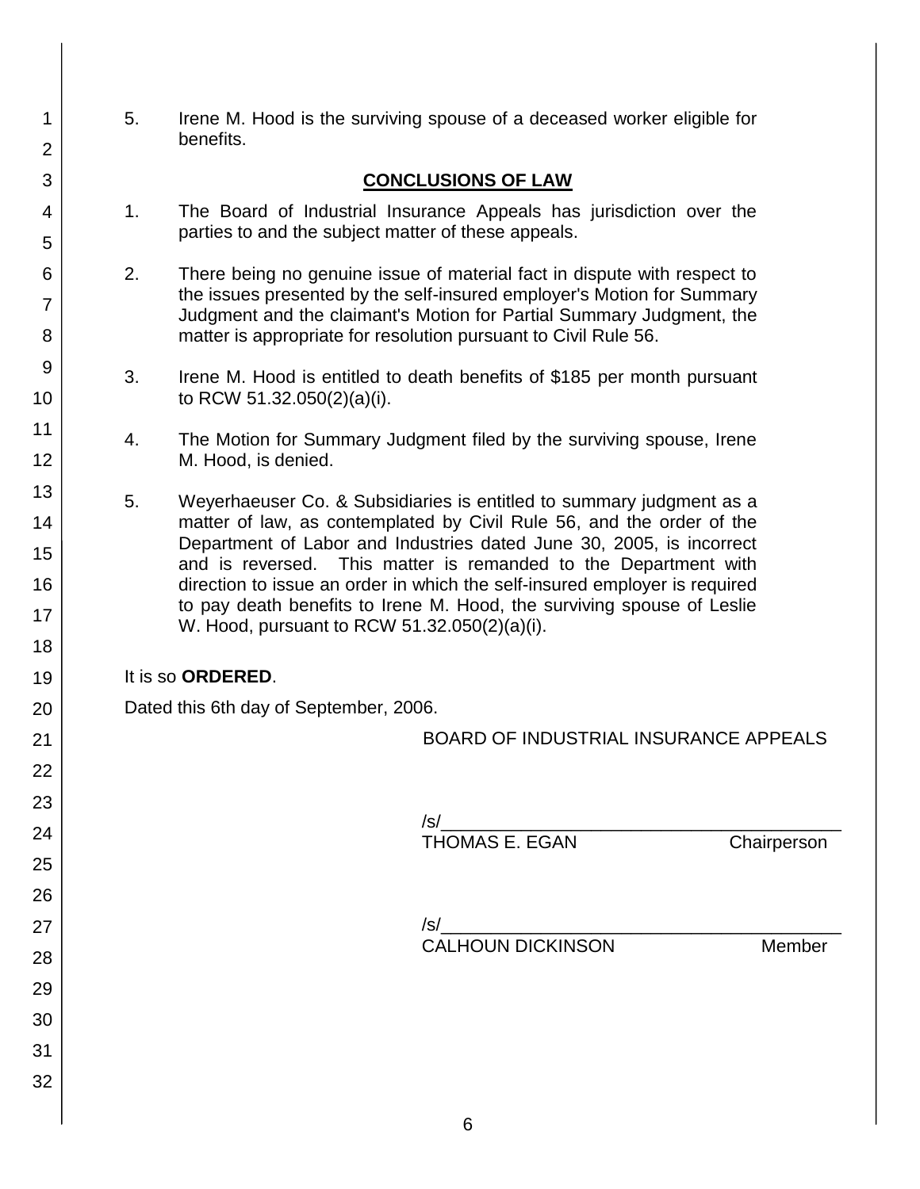5. Irene M. Hood is the surviving spouse of a deceased worker eligible for benefits.

## CONCLUSIONS OF LAW

1. The Board of Industrial Insurance Appeals has jurisdiction over the parties to and the subject matter of these appeals.

2. There being no genuine issue of material fact in dispute with respect to the issues presented by the self-insured employer's Motion for Summary Judgment and the claimant's Motion for Partial Summary Judgment, the matter is appropriate for resolution pursuant to Civil Rule 56.

3. Irene M. Hood is entitled to death benefits of $185 per month pursuant to RCW 51.32.050(2)(a)(i).

4. The Motion for Summary Judgment filed by the surviving spouse, Irene M. Hood, is denied.

5. Weyerhaeuser Co. & Subsidiaries is entitled to summary judgment as a matter of law, as contemplated by Civil Rule 56, and the order of the Department of Labor and Industries dated June 30, 2005, is incorrect and is reversed. This matter is remanded to the Department with direction to issue an order in which the self-insured employer is required to pay death benefits to Irene M. Hood, the surviving spouse of Leslie W. Hood, pursuant to RCW 51.32.050(2)(a)(i).

It is so **ORDERED**.

Dated this 6th day of September, 2006.

BOARD OF INDUSTRIAL INSURANCE APPEALS

/s/\_\_\_\_\_\_\_\_\_\_\_\_\_\_\_\_\_\_\_\_\_\_\_\_\_\_\_\_\_\_\_\_\_\_\_\_\_\_\_\_
THOMAS E. EGAN Chairperson

/s/\_\_\_\_\_\_\_\_\_\_\_\_\_\_\_\_\_\_\_\_\_\_\_\_\_\_\_\_\_\_\_\_\_\_\_\_\_\_\_\_
CALHOUN DICKINSON Member